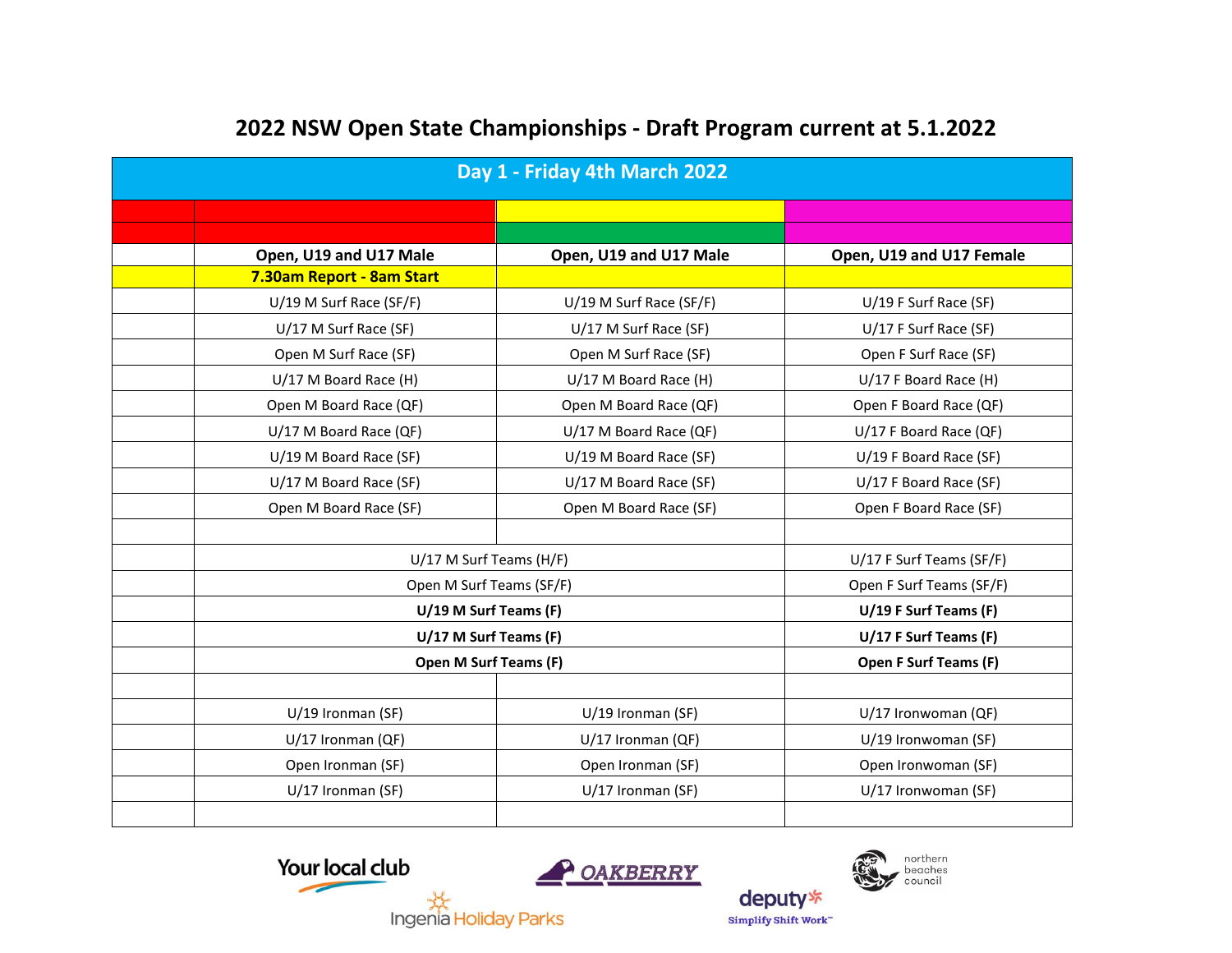# 2022 NSW Open State Championships - Draft Program current at 5.1.2022

| Day 1 - Friday 4th March 2022 | | | |
|---|---|---|---|
| | | | |
| | | | |
| | Open, U19 and U17 Male | Open, U19 and U17 Male | Open, U19 and U17 Female |
| | **7.30am Report - 8am Start** | | |
| | U/19 M Surf Race (SF/F) | U/19 M Surf Race (SF/F) | U/19 F Surf Race (SF) |
| | U/17 M Surf Race (SF) | U/17 M Surf Race (SF) | U/17 F Surf Race (SF) |
| | Open M Surf Race (SF) | Open M Surf Race (SF) | Open F Surf Race (SF) |
| | U/17 M Board Race (H) | U/17 M Board Race (H) | U/17 F Board Race (H) |
| | Open M Board Race (QF) | Open M Board Race (QF) | Open F Board Race (QF) |
| | U/17 M Board Race (QF) | U/17 M Board Race (QF) | U/17 F Board Race (QF) |
| | U/19 M Board Race (SF) | U/19 M Board Race (SF) | U/19 F Board Race (SF) |
| | U/17 M Board Race (SF) | U/17 M Board Race (SF) | U/17 F Board Race (SF) |
| | Open M Board Race (SF) | Open M Board Race (SF) | Open F Board Race (SF) |
| | | | |
| | U/17 M Surf Teams (H/F) | | U/17 F Surf Teams (SF/F) |
| | Open M Surf Teams (SF/F) | | Open F Surf Teams (SF/F) |
| | **U/19 M Surf Teams (F)** | | **U/19 F Surf Teams (F)** |
| | **U/17 M Surf Teams (F)** | | **U/17 F Surf Teams (F)** |
| | **Open M Surf Teams (F)** | | **Open F Surf Teams (F)** |
| | | | |
| | U/19 Ironman (SF) | U/19 Ironman (SF) | U/17 Ironwoman (QF) |
| | U/17 Ironman (QF) | U/17 Ironman (QF) | U/19 Ironwoman (SF) |
| | Open Ironman (SF) | Open Ironman (SF) | Open Ironwoman (SF) |
| | U/17 Ironman (SF) | U/17 Ironman (SF) | U/17 Ironwoman (SF) |
| | | | |

Your local club · Oakberry · Ingenia Holiday Parks · deputy Simplify Shift Work · northern beaches council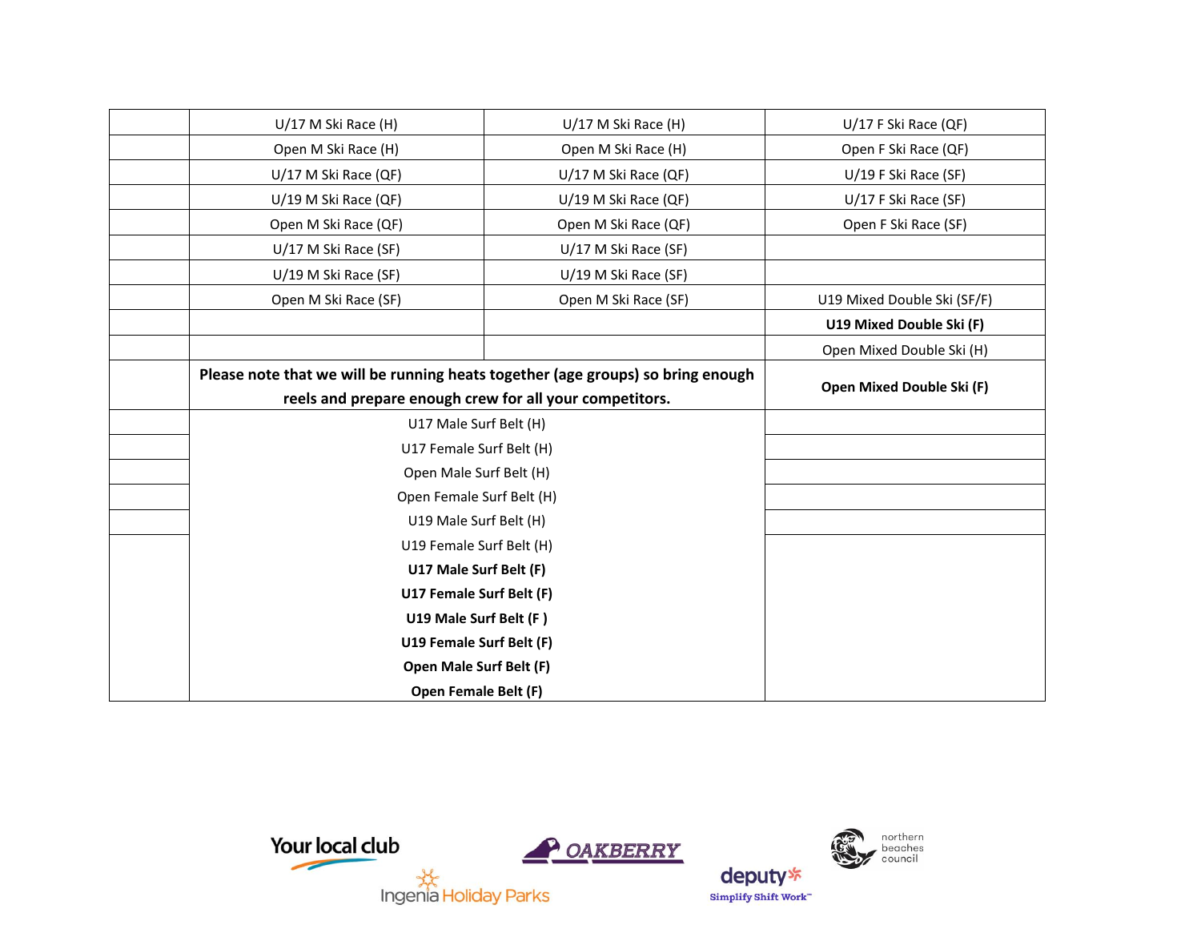| | | | |
|---|---|---|---|
| | U/17 M Ski Race (H) | U/17 M Ski Race (H) | U/17 F Ski Race (QF) |
| | Open M Ski Race (H) | Open M Ski Race (H) | Open F Ski Race (QF) |
| | U/17 M Ski Race (QF) | U/17 M Ski Race (QF) | U/19 F Ski Race (SF) |
| | U/19 M Ski Race (QF) | U/19 M Ski Race (QF) | U/17 F Ski Race (SF) |
| | Open M Ski Race (QF) | Open M Ski Race (QF) | Open F Ski Race (SF) |
| | U/17 M Ski Race (SF) | U/17 M Ski Race (SF) | |
| | U/19 M Ski Race (SF) | U/19 M Ski Race (SF) | |
| | Open M Ski Race (SF) | Open M Ski Race (SF) | U19 Mixed Double Ski (SF/F) |
| | | | **U19 Mixed Double Ski (F)** |
| | | | Open Mixed Double Ski (H) |
| | **Please note that we will be running heats together (age groups) so bring enough reels and prepare enough crew for all your competitors.** | | **Open Mixed Double Ski (F)** |
| | U17 Male Surf Belt (H) | | |
| | U17 Female Surf Belt (H) | | |
| | Open Male Surf Belt (H) | | |
| | Open Female Surf Belt (H) | | |
| | U19 Male Surf Belt (H) | | |
| | U19 Female Surf Belt (H)<br>**U17 Male Surf Belt (F)**<br>**U17 Female Surf Belt (F)**<br>**U19 Male Surf Belt (F )**<br>**U19 Female Surf Belt (F)**<br>**Open Male Surf Belt (F)**<br>**Open Female Belt (F)** | | |

Your local club

OAKBERRY

Ingenia Holiday Parks

deputy Simplify Shift Work™

northern beaches council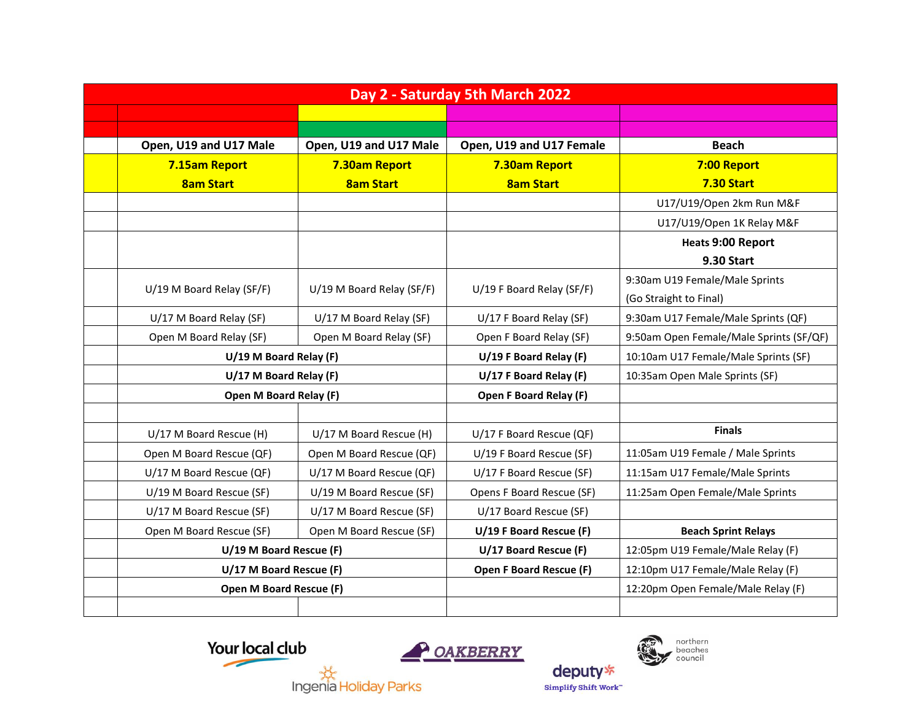# Day 2 - Saturday 5th March 2022

| | Open, U19 and U17 Male | Open, U19 and U17 Male | Open, U19 and U17 Female | Beach |
|---|---|---|---|---|
| | **7.15am Report** **8am Start** | **7.30am Report** **8am Start** | **7.30am Report** **8am Start** | **7:00 Report** **7.30 Start** |
| | | | | U17/U19/Open 2km Run M&F |
| | | | | U17/U19/Open 1K Relay M&F |
| | | | | **Heats 9:00 Report** **9.30 Start** |
| | U/19 M Board Relay (SF/F) | U/19 M Board Relay (SF/F) | U/19 F Board Relay (SF/F) | 9:30am U19 Female/Male Sprints (Go Straight to Final) |
| | U/17 M Board Relay (SF) | U/17 M Board Relay (SF) | U/17 F Board Relay (SF) | 9:30am U17 Female/Male Sprints (QF) |
| | Open M Board Relay (SF) | Open M Board Relay (SF) | Open F Board Relay (SF) | 9:50am Open Female/Male Sprints (SF/QF) |
| | **U/19 M Board Relay (F)** | | **U/19 F Board Relay (F)** | 10:10am U17 Female/Male Sprints (SF) |
| | **U/17 M Board Relay (F)** | | **U/17 F Board Relay (F)** | 10:35am Open Male Sprints (SF) |
| | **Open M Board Relay (F)** | | **Open F Board Relay (F)** | |
| | | | | |
| | U/17 M Board Rescue (H) | U/17 M Board Rescue (H) | U/17 F Board Rescue (QF) | **Finals** |
| | Open M Board Rescue (QF) | Open M Board Rescue (QF) | U/19 F Board Rescue (SF) | 11:05am U19 Female / Male Sprints |
| | U/17 M Board Rescue (QF) | U/17 M Board Rescue (QF) | U/17 F Board Rescue (SF) | 11:15am U17 Female/Male Sprints |
| | U/19 M Board Rescue (SF) | U/19 M Board Rescue (SF) | Opens F Board Rescue (SF) | 11:25am Open Female/Male Sprints |
| | U/17 M Board Rescue (SF) | U/17 M Board Rescue (SF) | U/17 Board Rescue (SF) | |
| | Open M Board Rescue (SF) | Open M Board Rescue (SF) | **U/19 F Board Rescue (F)** | **Beach Sprint Relays** |
| | **U/19 M Board Rescue (F)** | | **U/17 Board Rescue (F)** | 12:05pm U19 Female/Male Relay (F) |
| | **U/17 M Board Rescue (F)** | | **Open F Board Rescue (F)** | 12:10pm U17 Female/Male Relay (F) |
| | **Open M Board Rescue (F)** | | | 12:20pm Open Female/Male Relay (F) |
| | | | | |

Your local club · OAKBERRY · northern beaches council · Ingenia Holiday Parks · deputy Simplify Shift Work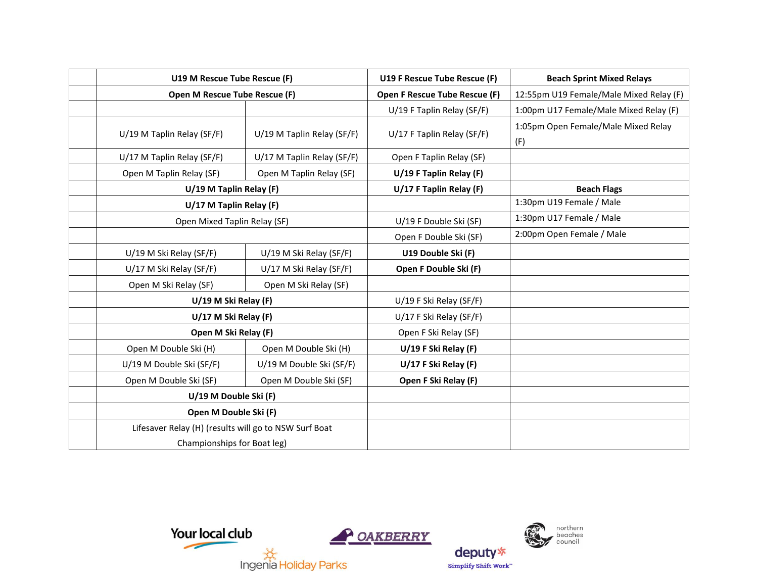| | | | | |
|---|---|---|---|---|
| | **U19 M Rescue Tube Rescue (F)** | | **U19 F Rescue Tube Rescue (F)** | **Beach Sprint Mixed Relays** |
| | **Open M Rescue Tube Rescue (F)** | | **Open F Rescue Tube Rescue (F)** | 12:55pm U19 Female/Male Mixed Relay (F) |
| | | | U/19 F Taplin Relay (SF/F) | 1:00pm U17 Female/Male Mixed Relay (F) |
| | U/19 M Taplin Relay (SF/F) | U/19 M Taplin Relay (SF/F) | U/17 F Taplin Relay (SF/F) | 1:05pm Open Female/Male Mixed Relay (F) |
| | U/17 M Taplin Relay (SF/F) | U/17 M Taplin Relay (SF/F) | Open F Taplin Relay (SF) | |
| | Open M Taplin Relay (SF) | Open M Taplin Relay (SF) | **U/19 F Taplin Relay (F)** | |
| | **U/19 M Taplin Relay (F)** | | **U/17 F Taplin Relay (F)** | **Beach Flags** |
| | **U/17 M Taplin Relay (F)** | | | 1:30pm U19 Female / Male |
| | Open Mixed Taplin Relay (SF) | | U/19 F Double Ski (SF) | 1:30pm U17 Female / Male |
| | | | Open F Double Ski (SF) | 2:00pm Open Female / Male |
| | U/19 M Ski Relay (SF/F) | U/19 M Ski Relay (SF/F) | **U19 Double Ski (F)** | |
| | U/17 M Ski Relay (SF/F) | U/17 M Ski Relay (SF/F) | **Open F Double Ski (F)** | |
| | Open M Ski Relay (SF) | Open M Ski Relay (SF) | | |
| | **U/19 M Ski Relay (F)** | | U/19 F Ski Relay (SF/F) | |
| | **U/17 M Ski Relay (F)** | | U/17 F Ski Relay (SF/F) | |
| | **Open M Ski Relay (F)** | | Open F Ski Relay (SF) | |
| | Open M Double Ski (H) | Open M Double Ski (H) | **U/19 F Ski Relay (F)** | |
| | U/19 M Double Ski (SF/F) | U/19 M Double Ski (SF/F) | **U/17 F Ski Relay (F)** | |
| | Open M Double Ski (SF) | Open M Double Ski (SF) | **Open F Ski Relay (F)** | |
| | **U/19 M Double Ski (F)** | | | |
| | **Open M Double Ski (F)** | | | |
| | Lifesaver Relay (H) (results will go to NSW Surf Boat Championships for Boat leg) | | | |

Your local club · OAKBERRY · Ingenia Holiday Parks · deputy Simplify Shift Work · northern beaches council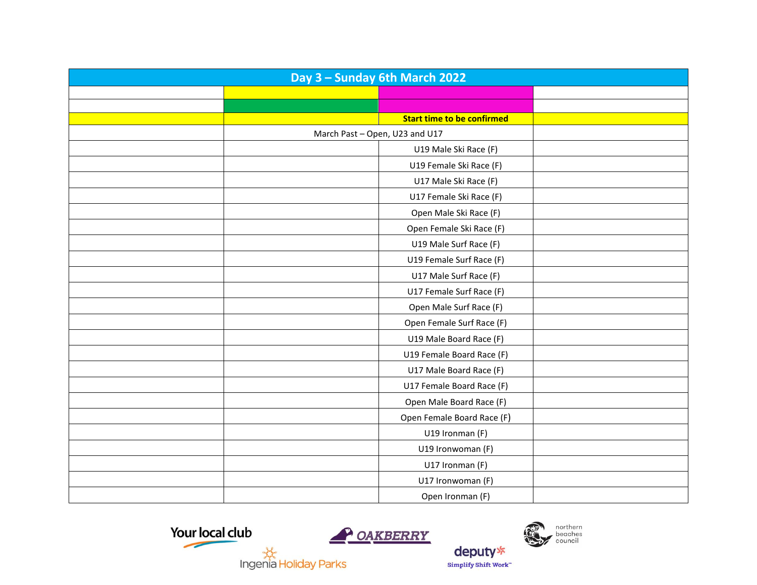| Day 3 – Sunday 6th March 2022 | | | |
|---|---|---|---|
| | | | |
| | | | |
| | | **Start time to be confirmed** | |
| | March Past – Open, U23 and U17 | | |
| | | U19 Male Ski Race (F) | |
| | | U19 Female Ski Race (F) | |
| | | U17 Male Ski Race (F) | |
| | | U17 Female Ski Race (F) | |
| | | Open Male Ski Race (F) | |
| | | Open Female Ski Race (F) | |
| | | U19 Male Surf Race (F) | |
| | | U19 Female Surf Race (F) | |
| | | U17 Male Surf Race (F) | |
| | | U17 Female Surf Race (F) | |
| | | Open Male Surf Race (F) | |
| | | Open Female Surf Race (F) | |
| | | U19 Male Board Race (F) | |
| | | U19 Female Board Race (F) | |
| | | U17 Male Board Race (F) | |
| | | U17 Female Board Race (F) | |
| | | Open Male Board Race (F) | |
| | | Open Female Board Race (F) | |
| | | U19 Ironman (F) | |
| | | U19 Ironwoman (F) | |
| | | U17 Ironman (F) | |
| | | U17 Ironwoman (F) | |
| | | Open Ironman (F) | |

Your local club · Oakberry · northern beaches council · Ingenia Holiday Parks · deputy Simplify Shift Work™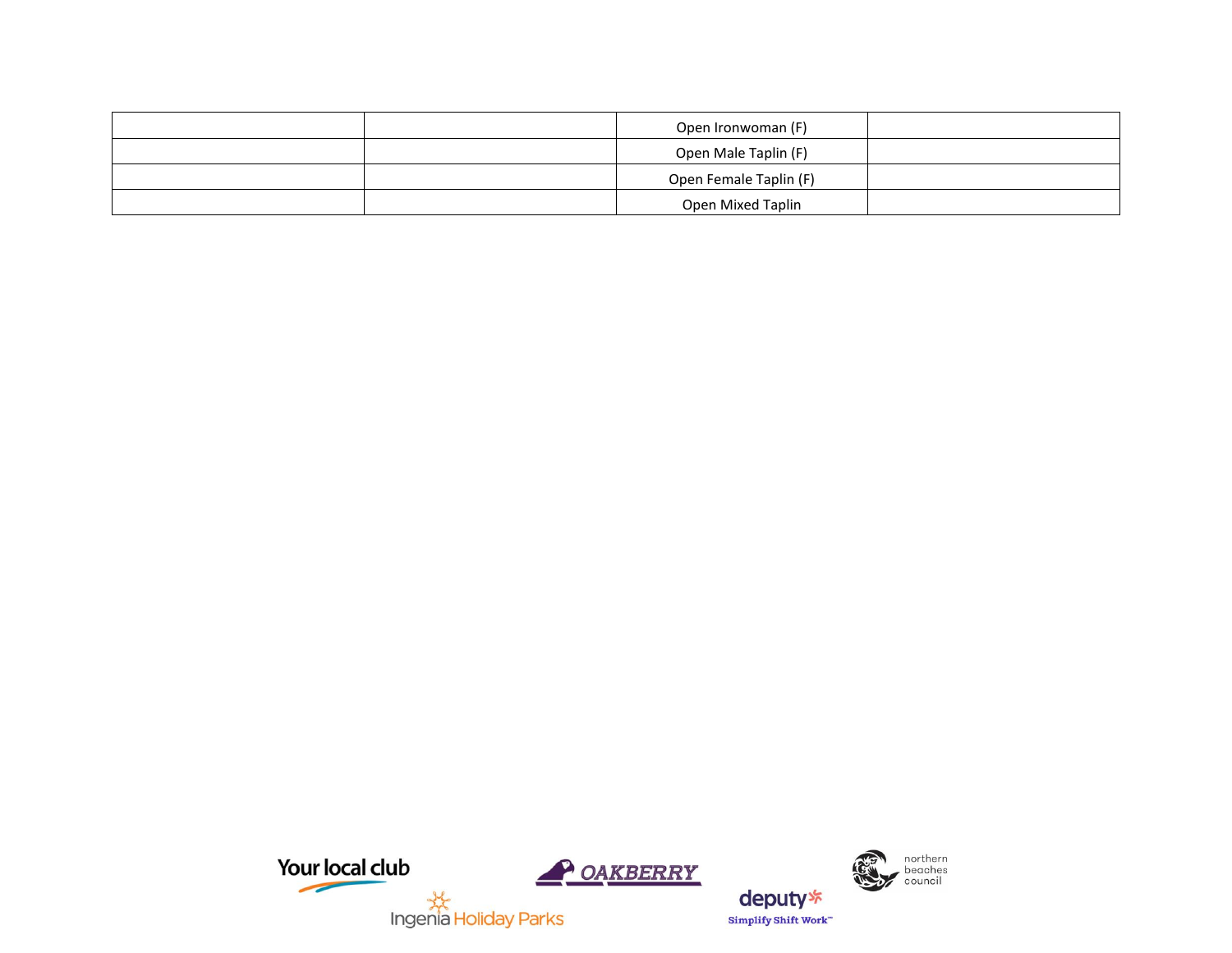| | | | |
|---|---|---|---|
| | | Open Ironwoman (F) | |
| | | Open Male Taplin (F) | |
| | | Open Female Taplin (F) | |
| | | Open Mixed Taplin | |